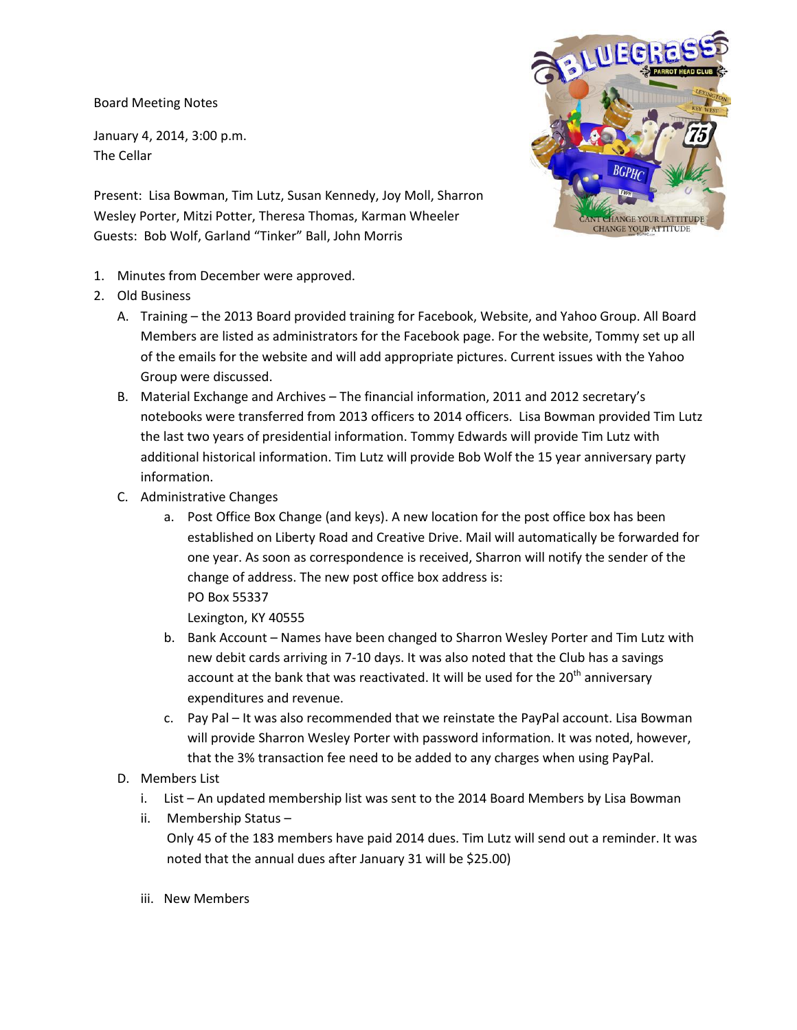Board Meeting Notes

January 4, 2014, 3:00 p.m.
The Cellar

Present: Lisa Bowman, Tim Lutz, Susan Kennedy, Joy Moll, Sharron Wesley Porter, Mitzi Potter, Theresa Thomas, Karman Wheeler
Guests: Bob Wolf, Garland "Tinker" Ball, John Morris

1. Minutes from December were approved.
2. Old Business
   A. Training – the 2013 Board provided training for Facebook, Website, and Yahoo Group. All Board Members are listed as administrators for the Facebook page. For the website, Tommy set up all of the emails for the website and will add appropriate pictures. Current issues with the Yahoo Group were discussed.
   B. Material Exchange and Archives – The financial information, 2011 and 2012 secretary's notebooks were transferred from 2013 officers to 2014 officers. Lisa Bowman provided Tim Lutz the last two years of presidential information. Tommy Edwards will provide Tim Lutz with additional historical information. Tim Lutz will provide Bob Wolf the 15 year anniversary party information.
   C. Administrative Changes
      a. Post Office Box Change (and keys). A new location for the post office box has been established on Liberty Road and Creative Drive. Mail will automatically be forwarded for one year. As soon as correspondence is received, Sharron will notify the sender of the change of address. The new post office box address is:
         PO Box 55337
         Lexington, KY 40555
      b. Bank Account – Names have been changed to Sharron Wesley Porter and Tim Lutz with new debit cards arriving in 7-10 days. It was also noted that the Club has a savings account at the bank that was reactivated. It will be used for the 20th anniversary expenditures and revenue.
      c. Pay Pal – It was also recommended that we reinstate the PayPal account. Lisa Bowman will provide Sharron Wesley Porter with password information. It was noted, however, that the 3% transaction fee need to be added to any charges when using PayPal.
   D. Members List
      i. List – An updated membership list was sent to the 2014 Board Members by Lisa Bowman
      ii. Membership Status –
         Only 45 of the 183 members have paid 2014 dues. Tim Lutz will send out a reminder. It was noted that the annual dues after January 31 will be $25.00)
      iii. New Members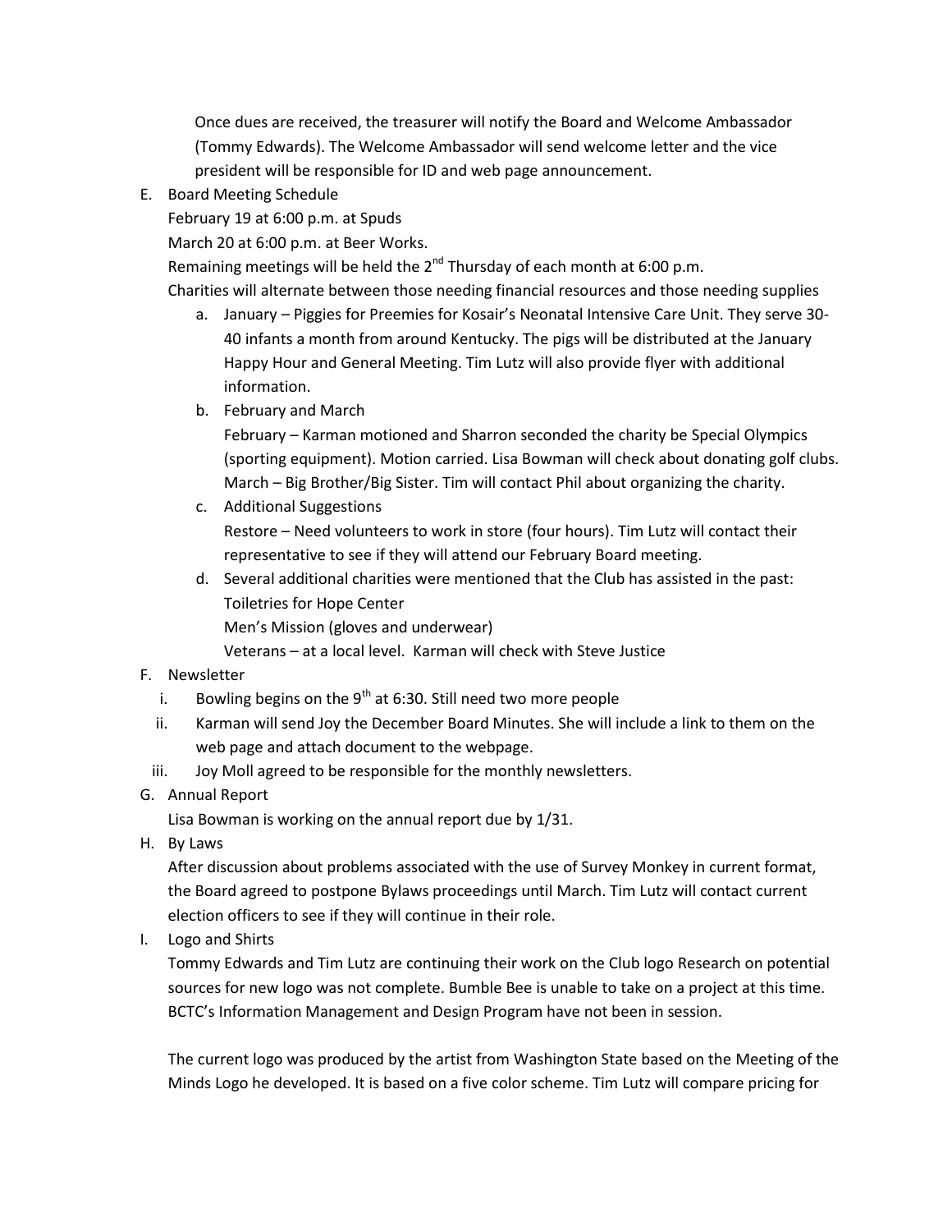Once dues are received, the treasurer will notify the Board and Welcome Ambassador (Tommy Edwards). The Welcome Ambassador will send welcome letter and the vice president will be responsible for ID and web page announcement.

E. Board Meeting Schedule

   February 19 at 6:00 p.m. at Spuds

   March 20 at 6:00 p.m. at Beer Works.

   Remaining meetings will be held the 2nd Thursday of each month at 6:00 p.m.

   Charities will alternate between those needing financial resources and those needing supplies

   a. January – Piggies for Preemies for Kosair's Neonatal Intensive Care Unit. They serve 30-40 infants a month from around Kentucky. The pigs will be distributed at the January Happy Hour and General Meeting. Tim Lutz will also provide flyer with additional information.
   b. February and March

      February – Karman motioned and Sharron seconded the charity be Special Olympics (sporting equipment). Motion carried. Lisa Bowman will check about donating golf clubs.

      March – Big Brother/Big Sister. Tim will contact Phil about organizing the charity.
   c. Additional Suggestions

      Restore – Need volunteers to work in store (four hours). Tim Lutz will contact their representative to see if they will attend our February Board meeting.
   d. Several additional charities were mentioned that the Club has assisted in the past:

      Toiletries for Hope Center

      Men's Mission (gloves and underwear)

      Veterans – at a local level. Karman will check with Steve Justice

F. Newsletter

   i. Bowling begins on the 9th at 6:30. Still need two more people
   ii. Karman will send Joy the December Board Minutes. She will include a link to them on the web page and attach document to the webpage.
   iii. Joy Moll agreed to be responsible for the monthly newsletters.

G. Annual Report

   Lisa Bowman is working on the annual report due by 1/31.

H. By Laws

   After discussion about problems associated with the use of Survey Monkey in current format, the Board agreed to postpone Bylaws proceedings until March. Tim Lutz will contact current election officers to see if they will continue in their role.

I. Logo and Shirts

   Tommy Edwards and Tim Lutz are continuing their work on the Club logo Research on potential sources for new logo was not complete. Bumble Bee is unable to take on a project at this time. BCTC's Information Management and Design Program have not been in session.

   The current logo was produced by the artist from Washington State based on the Meeting of the Minds Logo he developed. It is based on a five color scheme. Tim Lutz will compare pricing for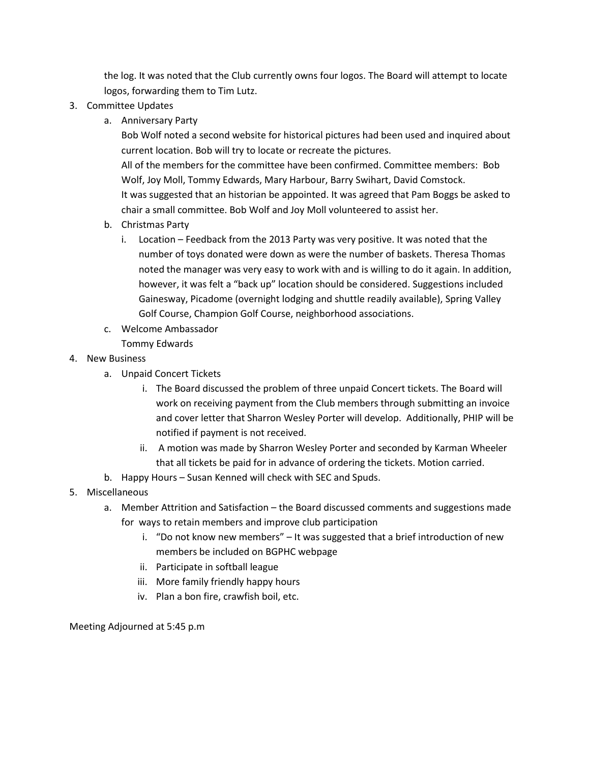the log. It was noted that the Club currently owns four logos. The Board will attempt to locate logos, forwarding them to Tim Lutz.

3. Committee Updates
   a. Anniversary Party
      Bob Wolf noted a second website for historical pictures had been used and inquired about current location. Bob will try to locate or recreate the pictures.
      All of the members for the committee have been confirmed. Committee members: Bob Wolf, Joy Moll, Tommy Edwards, Mary Harbour, Barry Swihart, David Comstock.
      It was suggested that an historian be appointed. It was agreed that Pam Boggs be asked to chair a small committee. Bob Wolf and Joy Moll volunteered to assist her.
   b. Christmas Party
      i. Location – Feedback from the 2013 Party was very positive. It was noted that the number of toys donated were down as were the number of baskets. Theresa Thomas noted the manager was very easy to work with and is willing to do it again. In addition, however, it was felt a "back up" location should be considered. Suggestions included Gainesway, Picadome (overnight lodging and shuttle readily available), Spring Valley Golf Course, Champion Golf Course, neighborhood associations.
   c. Welcome Ambassador
      Tommy Edwards
4. New Business
   a. Unpaid Concert Tickets
      i. The Board discussed the problem of three unpaid Concert tickets. The Board will work on receiving payment from the Club members through submitting an invoice and cover letter that Sharron Wesley Porter will develop. Additionally, PHIP will be notified if payment is not received.
      ii. A motion was made by Sharron Wesley Porter and seconded by Karman Wheeler that all tickets be paid for in advance of ordering the tickets. Motion carried.
   b. Happy Hours – Susan Kenned will check with SEC and Spuds.
5. Miscellaneous
   a. Member Attrition and Satisfaction – the Board discussed comments and suggestions made for ways to retain members and improve club participation
      i. "Do not know new members" – It was suggested that a brief introduction of new members be included on BGPHC webpage
      ii. Participate in softball league
      iii. More family friendly happy hours
      iv. Plan a bon fire, crawfish boil, etc.

Meeting Adjourned at 5:45 p.m